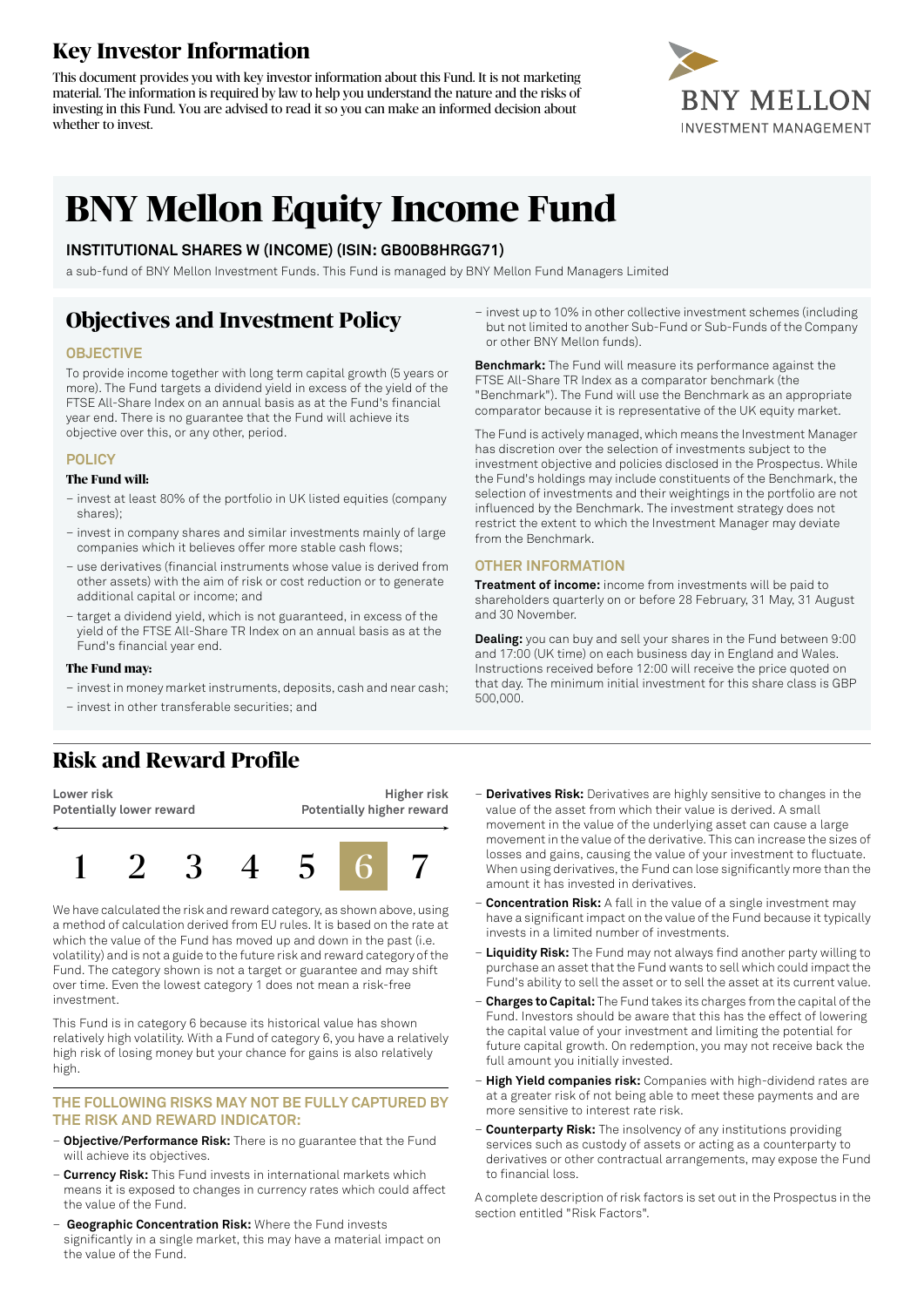# Key Investor Information

This document provides you with key investor information about this Fund. It is not marketing material. The information is required by law to help you understand the nature and the risks of investing in this Fund. You are advised to read it so you can make an informed decision about whether to invest.

BNY MELLON
INVESTMENT MANAGEMENT

# BNY Mellon Equity Income Fund

**INSTITUTIONAL SHARES W (INCOME) (ISIN: GB00B8HRGG71)**

a sub-fund of BNY Mellon Investment Funds. This Fund is managed by BNY Mellon Fund Managers Limited

## Objectives and Investment Policy

### OBJECTIVE

To provide income together with long term capital growth (5 years or more). The Fund targets a dividend yield in excess of the yield of the FTSE All-Share Index on an annual basis as at the Fund's financial year end. There is no guarantee that the Fund will achieve its objective over this, or any other, period.

### POLICY

**The Fund will:**

- invest at least 80% of the portfolio in UK listed equities (company shares);
- invest in company shares and similar investments mainly of large companies which it believes offer more stable cash flows;
- use derivatives (financial instruments whose value is derived from other assets) with the aim of risk or cost reduction or to generate additional capital or income; and
- target a dividend yield, which is not guaranteed, in excess of the yield of the FTSE All-Share TR Index on an annual basis as at the Fund's financial year end.

**The Fund may:**

- invest in money market instruments, deposits, cash and near cash;
- invest in other transferable securities; and
- invest up to 10% in other collective investment schemes (including but not limited to another Sub-Fund or Sub-Funds of the Company or other BNY Mellon funds).

**Benchmark:** The Fund will measure its performance against the FTSE All-Share TR Index as a comparator benchmark (the "Benchmark"). The Fund will use the Benchmark as an appropriate comparator because it is representative of the UK equity market.

The Fund is actively managed, which means the Investment Manager has discretion over the selection of investments subject to the investment objective and policies disclosed in the Prospectus. While the Fund's holdings may include constituents of the Benchmark, the selection of investments and their weightings in the portfolio are not influenced by the Benchmark. The investment strategy does not restrict the extent to which the Investment Manager may deviate from the Benchmark.

### OTHER INFORMATION

**Treatment of income:** income from investments will be paid to shareholders quarterly on or before 28 February, 31 May, 31 August and 30 November.

**Dealing:** you can buy and sell your shares in the Fund between 9:00 and 17:00 (UK time) on each business day in England and Wales. Instructions received before 12:00 will receive the price quoted on that day. The minimum initial investment for this share class is GBP 500,000.

## Risk and Reward Profile

| Lower risk<br>Potentially lower reward | | | | | | Higher risk<br>Potentially higher reward |
|---|---|---|---|---|---|---|
| 1 | 2 | 3 | 4 | 5 | **6** | 7 |

We have calculated the risk and reward category, as shown above, using a method of calculation derived from EU rules. It is based on the rate at which the value of the Fund has moved up and down in the past (i.e. volatility) and is not a guide to the future risk and reward category of the Fund. The category shown is not a target or guarantee and may shift over time. Even the lowest category 1 does not mean a risk-free investment.

This Fund is in category 6 because its historical value has shown relatively high volatility. With a Fund of category 6, you have a relatively high risk of losing money but your chance for gains is also relatively high.

### THE FOLLOWING RISKS MAY NOT BE FULLY CAPTURED BY THE RISK AND REWARD INDICATOR:

- **Objective/Performance Risk:** There is no guarantee that the Fund will achieve its objectives.
- **Currency Risk:** This Fund invests in international markets which means it is exposed to changes in currency rates which could affect the value of the Fund.
- **Geographic Concentration Risk:** Where the Fund invests significantly in a single market, this may have a material impact on the value of the Fund.
- **Derivatives Risk:** Derivatives are highly sensitive to changes in the value of the asset from which their value is derived. A small movement in the value of the underlying asset can cause a large movement in the value of the derivative. This can increase the sizes of losses and gains, causing the value of your investment to fluctuate. When using derivatives, the Fund can lose significantly more than the amount it has invested in derivatives.
- **Concentration Risk:** A fall in the value of a single investment may have a significant impact on the value of the Fund because it typically invests in a limited number of investments.
- **Liquidity Risk:** The Fund may not always find another party willing to purchase an asset that the Fund wants to sell which could impact the Fund's ability to sell the asset or to sell the asset at its current value.
- **Charges to Capital:** The Fund takes its charges from the capital of the Fund. Investors should be aware that this has the effect of lowering the capital value of your investment and limiting the potential for future capital growth. On redemption, you may not receive back the full amount you initially invested.
- **High Yield companies risk:** Companies with high-dividend rates are at a greater risk of not being able to meet these payments and are more sensitive to interest rate risk.
- **Counterparty Risk:** The insolvency of any institutions providing services such as custody of assets or acting as a counterparty to derivatives or other contractual arrangements, may expose the Fund to financial loss.

A complete description of risk factors is set out in the Prospectus in the section entitled "Risk Factors".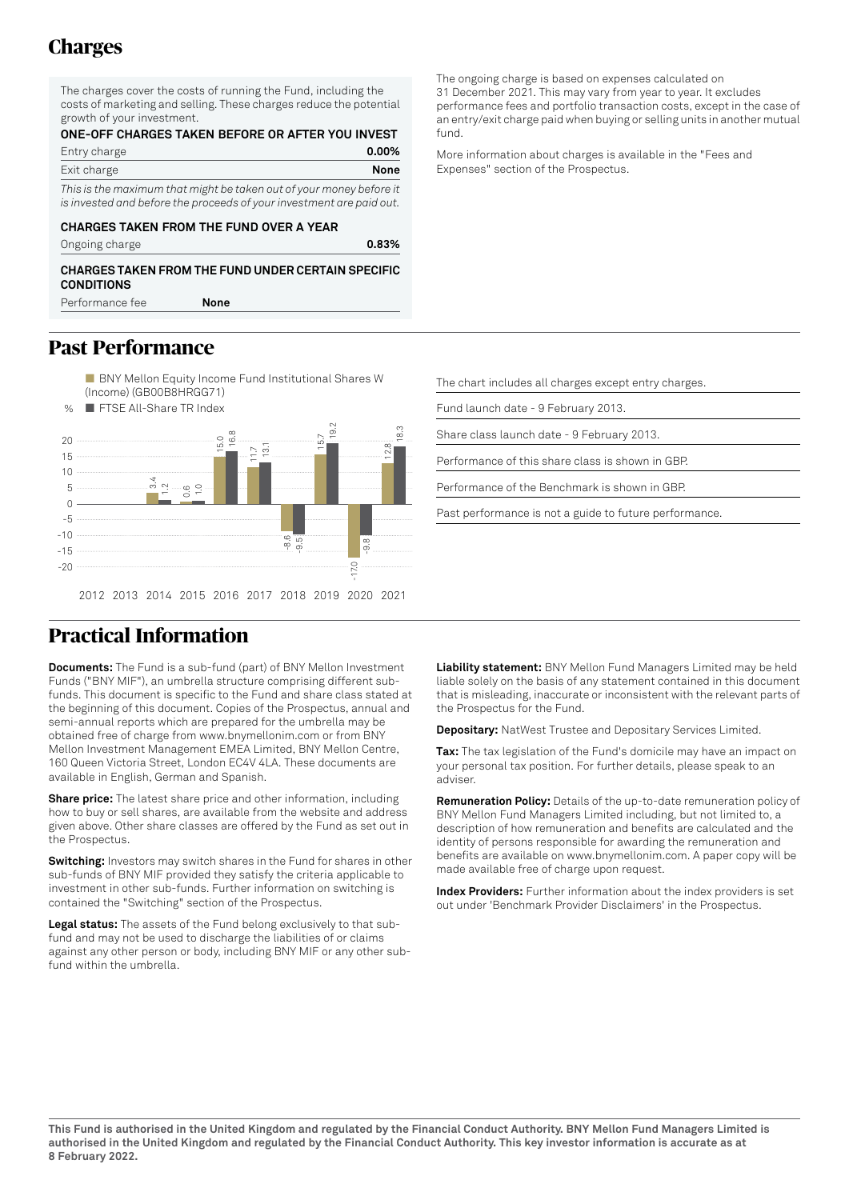## Charges

The charges cover the costs of running the Fund, including the costs of marketing and selling. These charges reduce the potential growth of your investment.

| ONE-OFF CHARGES TAKEN BEFORE OR AFTER YOU INVEST | |
|---|---|
| Entry charge | **0.00%** |
| Exit charge | **None** |

*This is the maximum that might be taken out of your money before it is invested and before the proceeds of your investment are paid out.*

| CHARGES TAKEN FROM THE FUND OVER A YEAR | |
|---|---|
| Ongoing charge | **0.83%** |

| CHARGES TAKEN FROM THE FUND UNDER CERTAIN SPECIFIC CONDITIONS | |
|---|---|
| Performance fee | **None** |

The ongoing charge is based on expenses calculated on 31 December 2021. This may vary from year to year. It excludes performance fees and portfolio transaction costs, except in the case of an entry/exit charge paid when buying or selling units in another mutual fund.

More information about charges is available in the "Fees and Expenses" section of the Prospectus.

## Past Performance

BNY Mellon Equity Income Fund Institutional Shares W (Income) (GB00B8HRGG71)

FTSE All-Share TR Index

%

20
15
10
5
0
-5
-10
-15
-20

3.4 1.2
0.6 1.0
15.0 16.8
11.7 13.1
-8.6 -9.5
15.7 19.2
-17.0 -9.8
12.8 18.3

2012 2013 2014 2015 2016 2017 2018 2019 2020 2021

The chart includes all charges except entry charges.

Fund launch date - 9 February 2013.

Share class launch date - 9 February 2013.

Performance of this share class is shown in GBP.

Performance of the Benchmark is shown in GBP.

Past performance is not a guide to future performance.

## Practical Information

**Documents:** The Fund is a sub-fund (part) of BNY Mellon Investment Funds ("BNY MIF"), an umbrella structure comprising different sub-funds. This document is specific to the Fund and share class stated at the beginning of this document. Copies of the Prospectus, annual and semi-annual reports which are prepared for the umbrella may be obtained free of charge from www.bnymellonim.com or from BNY Mellon Investment Management EMEA Limited, BNY Mellon Centre, 160 Queen Victoria Street, London EC4V 4LA. These documents are available in English, German and Spanish.

**Share price:** The latest share price and other information, including how to buy or sell shares, are available from the website and address given above. Other share classes are offered by the Fund as set out in the Prospectus.

**Switching:** Investors may switch shares in the Fund for shares in other sub-funds of BNY MIF provided they satisfy the criteria applicable to investment in other sub-funds. Further information on switching is contained the "Switching" section of the Prospectus.

**Legal status:** The assets of the Fund belong exclusively to that sub-fund and may not be used to discharge the liabilities of or claims against any other person or body, including BNY MIF or any other sub-fund within the umbrella.

**Liability statement:** BNY Mellon Fund Managers Limited may be held liable solely on the basis of any statement contained in this document that is misleading, inaccurate or inconsistent with the relevant parts of the Prospectus for the Fund.

**Depositary:** NatWest Trustee and Depositary Services Limited.

**Tax:** The tax legislation of the Fund's domicile may have an impact on your personal tax position. For further details, please speak to an adviser.

**Remuneration Policy:** Details of the up-to-date remuneration policy of BNY Mellon Fund Managers Limited including, but not limited to, a description of how remuneration and benefits are calculated and the identity of persons responsible for awarding the remuneration and benefits are available on www.bnymellonim.com. A paper copy will be made available free of charge upon request.

**Index Providers:** Further information about the index providers is set out under 'Benchmark Provider Disclaimers' in the Prospectus.

**This Fund is authorised in the United Kingdom and regulated by the Financial Conduct Authority. BNY Mellon Fund Managers Limited is authorised in the United Kingdom and regulated by the Financial Conduct Authority. This key investor information is accurate as at 8 February 2022.**